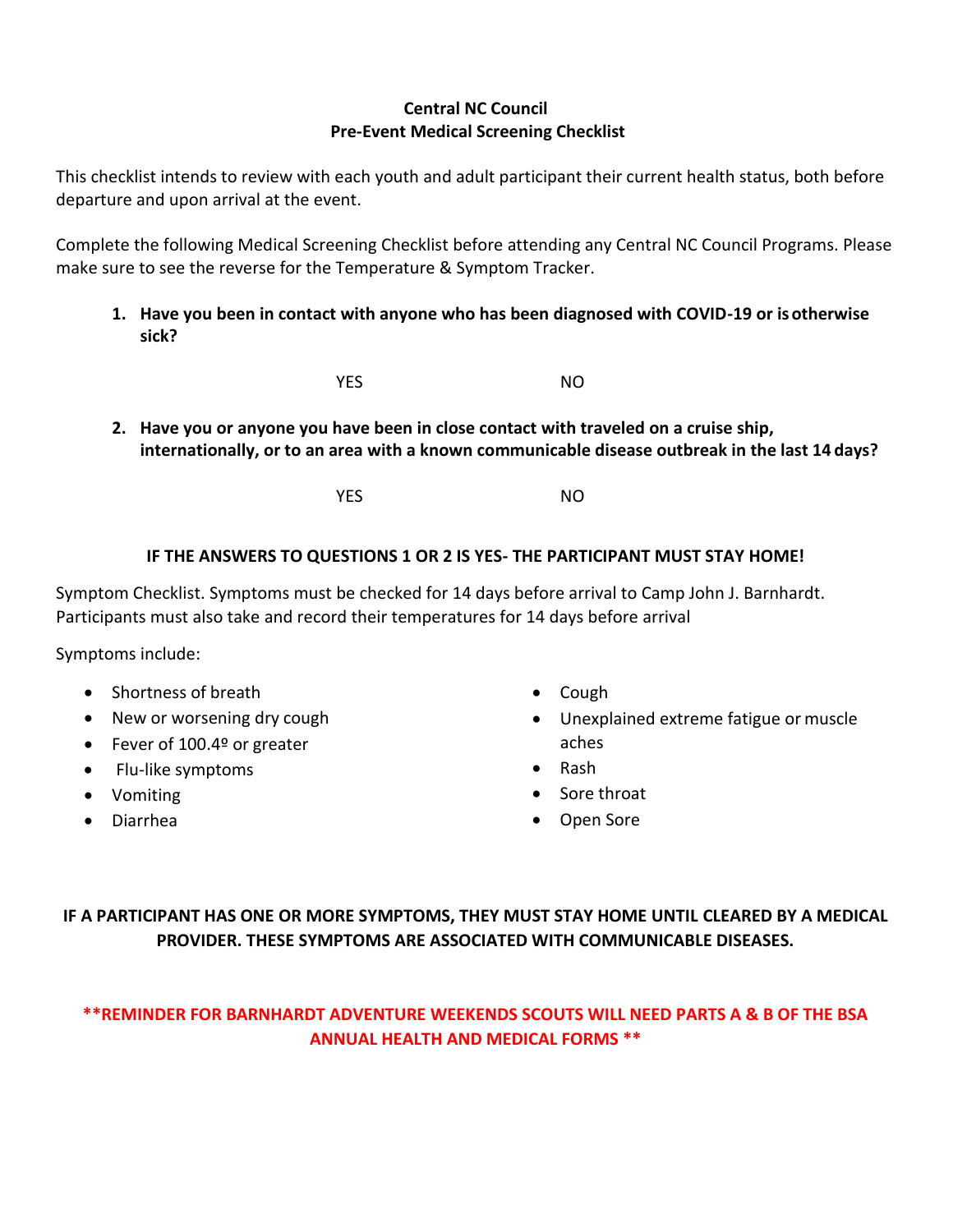**Central NC Council**
**Pre-Event Medical Screening Checklist**

This checklist intends to review with each youth and adult participant their current health status, both before departure and upon arrival at the event.

Complete the following Medical Screening Checklist before attending any Central NC Council Programs. Please make sure to see the reverse for the Temperature & Symptom Tracker.

1. **Have you been in contact with anyone who has been diagnosed with COVID-19 or is otherwise sick?**

   YES NO

2. **Have you or anyone you have been in close contact with traveled on a cruise ship, internationally, or to an area with a known communicable disease outbreak in the last 14 days?**

   YES NO

**IF THE ANSWERS TO QUESTIONS 1 OR 2 IS YES- THE PARTICIPANT MUST STAY HOME!**

Symptom Checklist. Symptoms must be checked for 14 days before arrival to Camp John J. Barnhardt. Participants must also take and record their temperatures for 14 days before arrival

Symptoms include:

- Shortness of breath
- New or worsening dry cough
- Fever of 100.4º or greater
- Flu-like symptoms
- Vomiting
- Diarrhea
- Cough
- Unexplained extreme fatigue or muscle aches
- Rash
- Sore throat
- Open Sore

**IF A PARTICIPANT HAS ONE OR MORE SYMPTOMS, THEY MUST STAY HOME UNTIL CLEARED BY A MEDICAL PROVIDER. THESE SYMPTOMS ARE ASSOCIATED WITH COMMUNICABLE DISEASES.**

**\*\*REMINDER FOR BARNHARDT ADVENTURE WEEKENDS SCOUTS WILL NEED PARTS A & B OF THE BSA ANNUAL HEALTH AND MEDICAL FORMS \*\***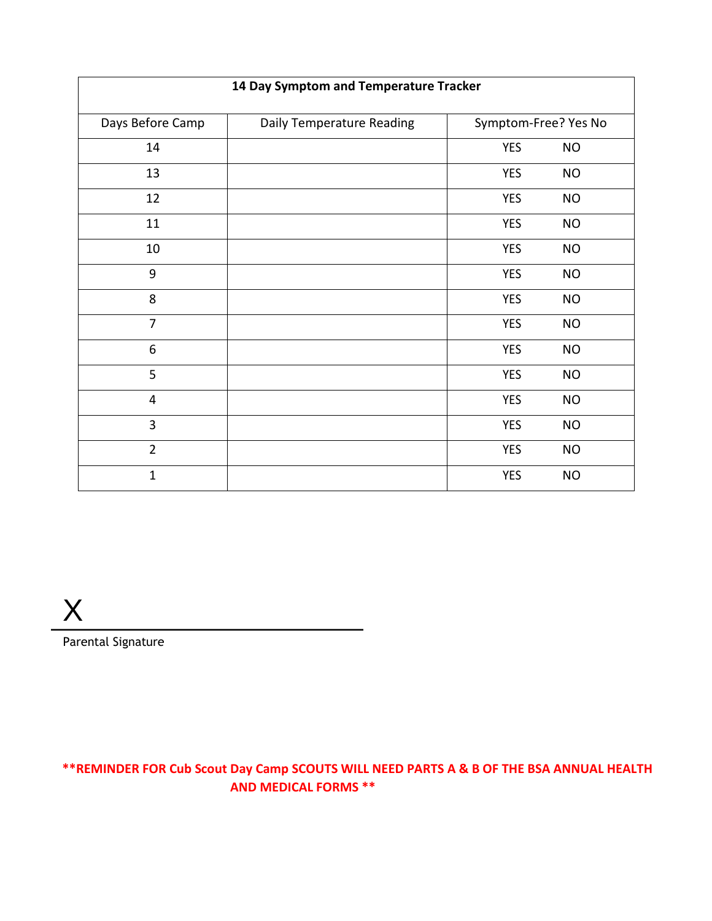| 14 Day Symptom and Temperature Tracker | | |
|---|---|---|
| Days Before Camp | Daily Temperature Reading | Symptom-Free? Yes No |
| 14 | | YES NO |
| 13 | | YES NO |
| 12 | | YES NO |
| 11 | | YES NO |
| 10 | | YES NO |
| 9 | | YES NO |
| 8 | | YES NO |
| 7 | | YES NO |
| 6 | | YES NO |
| 5 | | YES NO |
| 4 | | YES NO |
| 3 | | YES NO |
| 2 | | YES NO |
| 1 | | YES NO |

X

Parental Signature

**\*\*REMINDER FOR Cub Scout Day Camp SCOUTS WILL NEED PARTS A & B OF THE BSA ANNUAL HEALTH AND MEDICAL FORMS \*\***